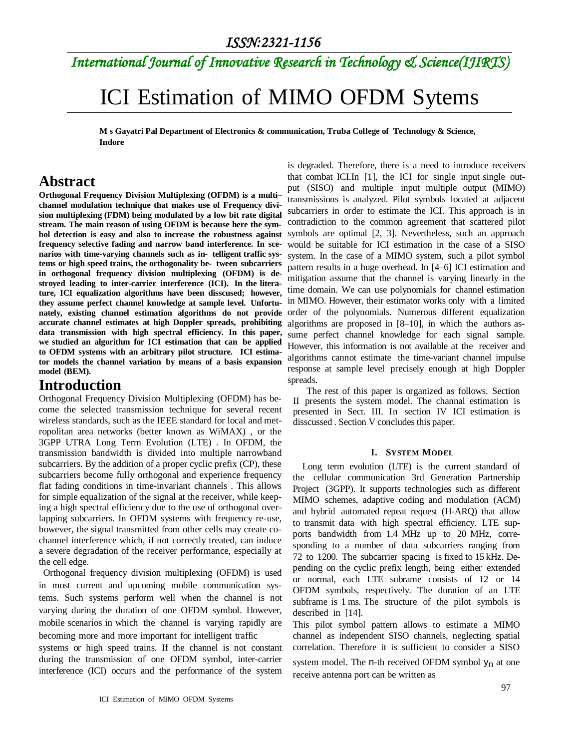ISSN:2321-1156

*International Journal of Innovative Research in Technology & Science(IJIRTS)*

# ICI Estimation of MIMO OFDM Sytems

**M s Gayatri Pal Department of Electronics & communication, Truba College of Technology & Science, Indore**

## Abstract

**Orthogonal Frequency Division Multiplexing (OFDM) is a multi–channel modulation technique that makes use of Frequency division multiplexing (FDM) being modulated by a low bit rate digital stream. The main reason of using OFDM is because here the symbol detection is easy and also to increase the robustness against frequency selective fading and narrow band interference. In scenarios with time-varying channels such as in- telligent traffic systems or high speed trains, the orthogonality be- tween subcarriers in orthogonal frequency division multiplexing (OFDM) is destroyed leading to inter-carrier interference (ICI). In the literature, ICI equalization algorithms have been disscused; however, they assume perfect channel knowledge at sample level. Unfortunately, existing channel estimation algorithms do not provide accurate channel estimates at high Doppler spreads, prohibiting data transmission with high spectral efficiency. In this paper, we studied an algorithm for ICI estimation that can be applied to OFDM systems with an arbitrary pilot structure. ICI estimator models the channel variation by means of a basis expansion model (BEM).**

## Introduction

Orthogonal Frequency Division Multiplexing (OFDM) has become the selected transmission technique for several recent wireless standards, such as the IEEE standard for local and metropolitan area networks (better known as WiMAX) , or the 3GPP UTRA Long Term Evolution (LTE) . In OFDM, the transmission bandwidth is divided into multiple narrowband subcarriers. By the addition of a proper cyclic prefix (CP), these subcarriers become fully orthogonal and experience frequency flat fading conditions in time-invariant channels . This allows for simple equalization of the signal at the receiver, while keeping a high spectral efficiency due to the use of orthogonal overlapping subcarriers. In OFDM systems with frequency re-use, however, the signal transmitted from other cells may create co-channel interference which, if not correctly treated, can induce a severe degradation of the receiver performance, especially at the cell edge.

Orthogonal frequency division multiplexing (OFDM) is used in most current and upcoming mobile communication systems. Such systems perform well when the channel is not varying during the duration of one OFDM symbol. However, mobile scenarios in which the channel is varying rapidly are becoming more and more important for intelligent traffic systems or high speed trains. If the channel is not constant during the transmission of one OFDM symbol, inter-carrier interference (ICI) occurs and the performance of the system is degraded. Therefore, there is a need to introduce receivers that combat ICI.In [1], the ICI for single input single output (SISO) and multiple input multiple output (MIMO) transmissions is analyzed. Pilot symbols located at adjacent subcarriers in order to estimate the ICI. This approach is in contradiction to the common agreement that scattered pilot symbols are optimal [2, 3]. Nevertheless, such an approach would be suitable for ICI estimation in the case of a SISO system. In the case of a MIMO system, such a pilot symbol pattern results in a huge overhead. In [4–6] ICI estimation and mitigation assume that the channel is varying linearly in the time domain. We can use polynomials for channel estimation in MIMO. However, their estimator works only with a limited order of the polynomials. Numerous different equalization algorithms are proposed in [8–10], in which the authors assume perfect channel knowledge for each signal sample. However, this information is not available at the receiver and algorithms cannot estimate the time-variant channel impulse response at sample level precisely enough at high Doppler spreads.

The rest of this paper is organized as follows. Section II presents the system model. The channal estimation is presented in Sect. III. In section IV ICI estimation is disscussed . Section V concludes this paper.

### I. System Model

Long term evolution (LTE) is the current standard of the cellular communication 3rd Generation Partnership Project (3GPP). It supports technologies such as different MIMO schemes, adaptive coding and modulation (ACM) and hybrid automated repeat request (H-ARQ) that allow to transmit data with high spectral efficiency. LTE supports bandwidth from 1.4 MHz up to 20 MHz, corresponding to a number of data subcarriers ranging from 72 to 1200. The subcarrier spacing is fixed to 15 kHz. Depending on the cyclic prefix length, being either extended or normal, each LTE subrame consists of 12 or 14 OFDM symbols, respectively. The duration of an LTE subframe is 1 ms. The structure of the pilot symbols is described in [14].

This pilot symbol pattern allows to estimate a MIMO channel as independent SISO channels, neglecting spatial correlation. Therefore it is sufficient to consider a SISO system model. The $n$-th received OFDM symbol $y_n$ at one receive antenna port can be written as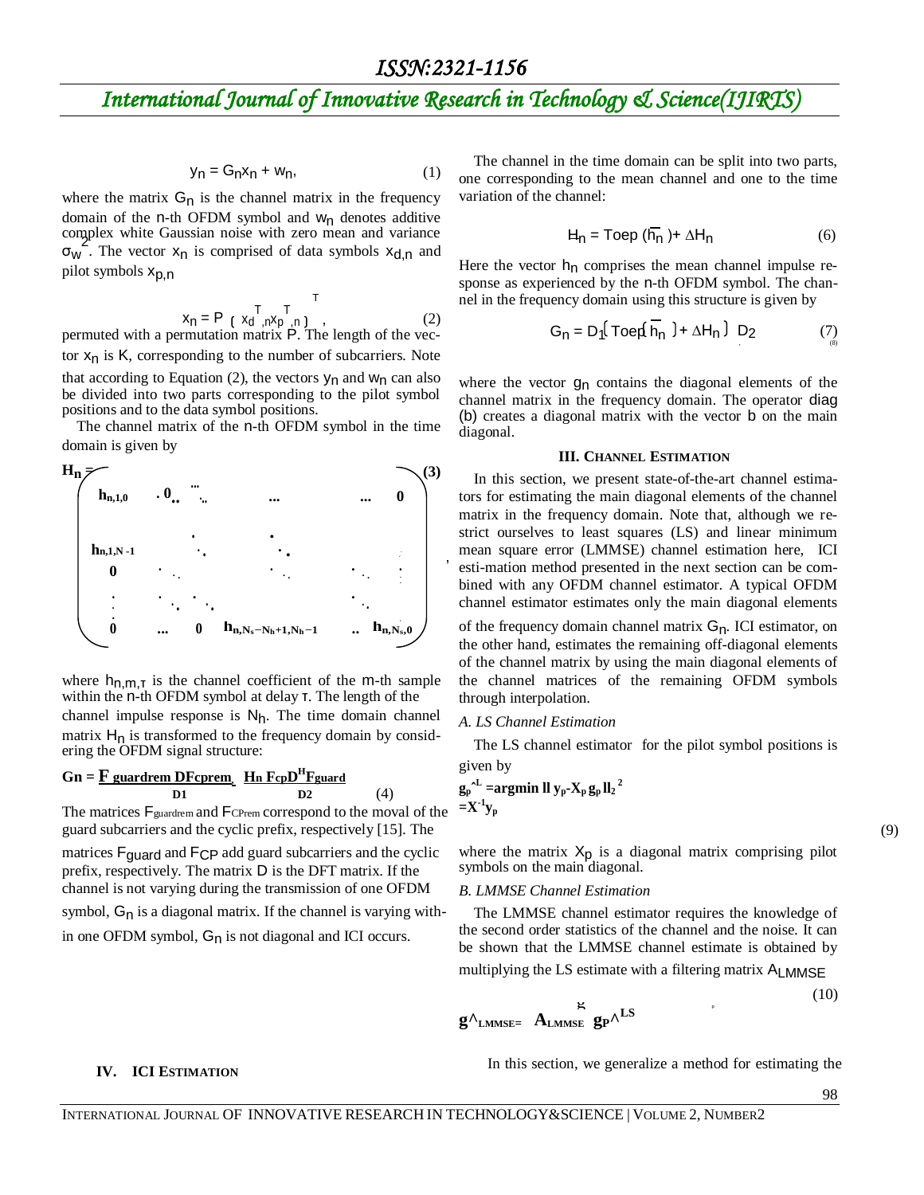$$y_n = G_n x_n + w_n, \tag{1}$$

where the matrix $G_n$ is the channel matrix in the frequency domain of the $n$-th OFDM symbol and $w_n$ denotes additive complex white Gaussian noise with zero mean and variance $\sigma_w^2$. The vector $x_n$ is comprised of data symbols $x_{d,n}$ and pilot symbols $x_{p,n}$

$$x_n = P \left( x_{d,n}^T x_{p,n}^T \right)^T, \tag{2}$$

permuted with a permutation matrix $P$. The length of the vector $x_n$ is $K$, corresponding to the number of subcarriers. Note that according to Equation (2), the vectors $y_n$ and $w_n$ can also be divided into two parts corresponding to the pilot symbol positions and to the data symbol positions.

The channel matrix of the $n$-th OFDM symbol in the time domain is given by

$$H_n = \begin{pmatrix} h_{n,1,0} & 0 & \cdots & \cdots & \cdots & 0 \\ \vdots & \ddots & & \ddots & & \vdots \\ h_{n,1,N-1} & & \ddots & & \ddots & \vdots \\ 0 & \ddots & & \ddots & \ddots & \vdots \\ \vdots & \ddots & \ddots & & \ddots & \\ 0 & \cdots & 0 & h_{n,N_s-N_h+1,N_h-1} & \cdots & h_{n,N_s,0} \end{pmatrix}, \tag{3}$$

where $h_{n,m,\tau}$ is the channel coefficient of the $m$-th sample within the $n$-th OFDM symbol at delay $\tau$. The length of the channel impulse response is $N_h$. The time domain channel matrix $H_n$ is transformed to the frequency domain by considering the OFDM signal structure:

$$G_n = \underbrace{F_{guardrem} D F_{cprem}}_{D1} \underbrace{H_n F_{cp} D^H F_{guard}}_{D2} \tag{4}$$

The matrices $F_{guardrem}$ and $F_{CPrem}$ correspond to the moval of the guard subcarriers and the cyclic prefix, respectively [15]. The matrices $F_{guard}$ and $F_{CP}$ add guard subcarriers and the cyclic prefix, respectively. The matrix $D$ is the DFT matrix. If the channel is not varying during the transmission of one OFDM symbol, $G_n$ is a diagonal matrix. If the channel is varying within one OFDM symbol, $G_n$ is not diagonal and ICI occurs.

The channel in the time domain can be split into two parts, one corresponding to the mean channel and one to the time variation of the channel:

$$H_n = \text{Toep}(\bar{h}_n) + \Delta H_n \tag{6}$$

Here the vector $h_n$ comprises the mean channel impulse response as experienced by the $n$-th OFDM symbol. The channel in the frequency domain using this structure is given by

$$G_n = D_1\left(\text{Toep}(\bar{h}_n) + \Delta H_n\right) D_2 \tag{7}$$

where the vector $g_n$ contains the diagonal elements of the channel matrix in the frequency domain. The operator diag $(b)$ creates a diagonal matrix with the vector $b$ on the main diagonal.

## III. Channel Estimation

In this section, we present state-of-the-art channel estimators for estimating the main diagonal elements of the channel matrix in the frequency domain. Note that, although we restrict ourselves to least squares (LS) and linear minimum mean square error (LMMSE) channel estimation here, ICI esti-mation method presented in the next section can be combined with any OFDM channel estimator. A typical OFDM channel estimator estimates only the main diagonal elements of the frequency domain channel matrix $G_n$. ICI estimator, on the other hand, estimates the remaining off-diagonal elements of the channel matrix by using the main diagonal elements of the channel matrices of the remaining OFDM symbols through interpolation.

### A. LS Channel Estimation

The LS channel estimator for the pilot symbol positions is given by

$$\hat{g}_p^{L} = \arg\min \| y_p - X_p g_p \|_2^2 = X^{-1} y_p \tag{9}$$

where the matrix $X_p$ is a diagonal matrix comprising pilot symbols on the main diagonal.

### B. LMMSE Channel Estimation

The LMMSE channel estimator requires the knowledge of the second order statistics of the channel and the noise. It can be shown that the LMMSE channel estimate is obtained by multiplying the LS estimate with a filtering matrix $A_{LMMSE}$

$$\hat{g}_{LMMSE} = A_{LMMSE}\, \hat{g}_P^{LS} \tag{10}$$

## IV. ICI Estimation

In this section, we generalize a method for estimating the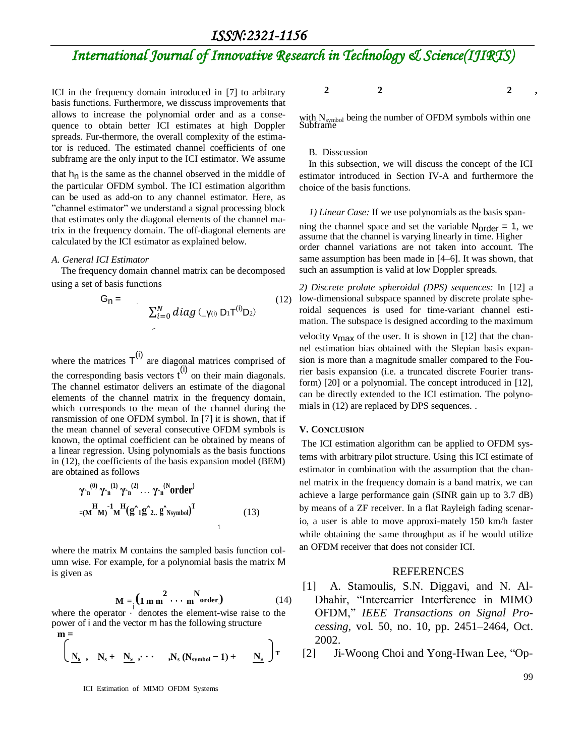ICI in the frequency domain introduced in [7] to arbitrary basis functions. Furthermore, we disscuss improvements that allows to increase the polynomial order and as a consequence to obtain better ICI estimates at high Doppler spreads. Fur-thermore, the overall complexity of the estimator is reduced. The estimated channel coefficients of one subframe are the only input to the ICI estimator. We assume that $h_n$ is the same as the channel observed in the middle of the particular OFDM symbol. The ICI estimation algorithm can be used as add-on to any channel estimator. Here, as "channel estimator" we understand a signal processing block that estimates only the diagonal elements of the channel matrix in the frequency domain. The off-diagonal elements are calculated by the ICI estimator as explained below.

*A. General ICI Estimator*

The frequency domain channel matrix can be decomposed using a set of basis functions

$$G_n = \sum_{i=0}^{N} diag\left(\gamma_{(i)}\, D_1 T^{(i)} D_2\right) \tag{12}$$

where the matrices $T^{(i)}$ are diagonal matrices comprised of the corresponding basis vectors $t^{(i)}$ on their main diagonals. The channel estimator delivers an estimate of the diagonal elements of the channel matrix in the frequency domain, which corresponds to the mean of the channel during the ransmission of one OFDM symbol. In [7] it is shown, that if the mean channel of several consecutive OFDM symbols is known, the optimal coefficient can be obtained by means of a linear regression. Using polynomials as the basis functions in (12), the coefficients of the basis expansion model (BEM) are obtained as follows

$$\hat{\gamma}_n^{(0)}\, \hat{\gamma}_n^{(1)}\, \hat{\gamma}_n^{(2)} \ldots \hat{\gamma}_n^{(N_{order})} = (M^H M)^{-1} M^H (\hat{g}_1 \hat{g}_2 .. \hat{g}_{Nsymbol})^T \tag{13}$$

where the matrix M contains the sampled basis function column wise. For example, for a polynomial basis the matrix M is given as

$$M = \left(1\ m\ m^2 \cdots m^{N_{order}}\right) \tag{14}$$

where the operator $\cdot^{i}$ denotes the element-wise raise to the power of i and the vector m has the following structure

$$m = \left( \frac{N_s}{2},\ N_s + \frac{N_s}{2}, \cdots, N_s(N_{symbol} - 1) + \frac{N_s}{2} \right)^T,$$

with $N_{symbol}$ being the number of OFDM symbols within one Subframe

B. Disscussion

In this subsection, we will discuss the concept of the ICI estimator introduced in Section IV-A and furthermore the choice of the basis functions.

*1) Linear Case:* If we use polynomials as the basis spanning the channel space and set the variable $N_{order} = 1$, we assume that the channel is varying linearly in time. Higher order channel variations are not taken into account. The same assumption has been made in [4–6]. It was shown, that such an assumption is valid at low Doppler spreads.

*2) Discrete prolate spheroidal (DPS) sequences:* In [12] a low-dimensional subspace spanned by discrete prolate spheroidal sequences is used for time-variant channel estimation. The subspace is designed according to the maximum velocity $v_{max}$ of the user. It is shown in [12] that the channel estimation bias obtained with the Slepian basis expansion is more than a magnitude smaller compared to the Fourier basis expansion (i.e. a truncated discrete Fourier transform) [20] or a polynomial. The concept introduced in [12], can be directly extended to the ICI estimation. The polynomials in (12) are replaced by DPS sequences. .

## V. Conclusion

The ICI estimation algorithm can be applied to OFDM systems with arbitrary pilot structure. Using this ICI estimate of estimator in combination with the assumption that the channel matrix in the frequency domain is a band matrix, we can achieve a large performance gain (SINR gain up to 3.7 dB) by means of a ZF receiver. In a flat Rayleigh fading scenario, a user is able to move approxi-mately 150 km/h faster while obtaining the same throughput as if he would utilize an OFDM receiver that does not consider ICI.

## REFERENCES

[1] A. Stamoulis, S.N. Diggavi, and N. Al-Dhahir, "Intercarrier Interference in MIMO OFDM," *IEEE Transactions on Signal Processing*, vol. 50, no. 10, pp. 2451–2464, Oct. 2002.

[2] Ji-Woong Choi and Yong-Hwan Lee, "Op-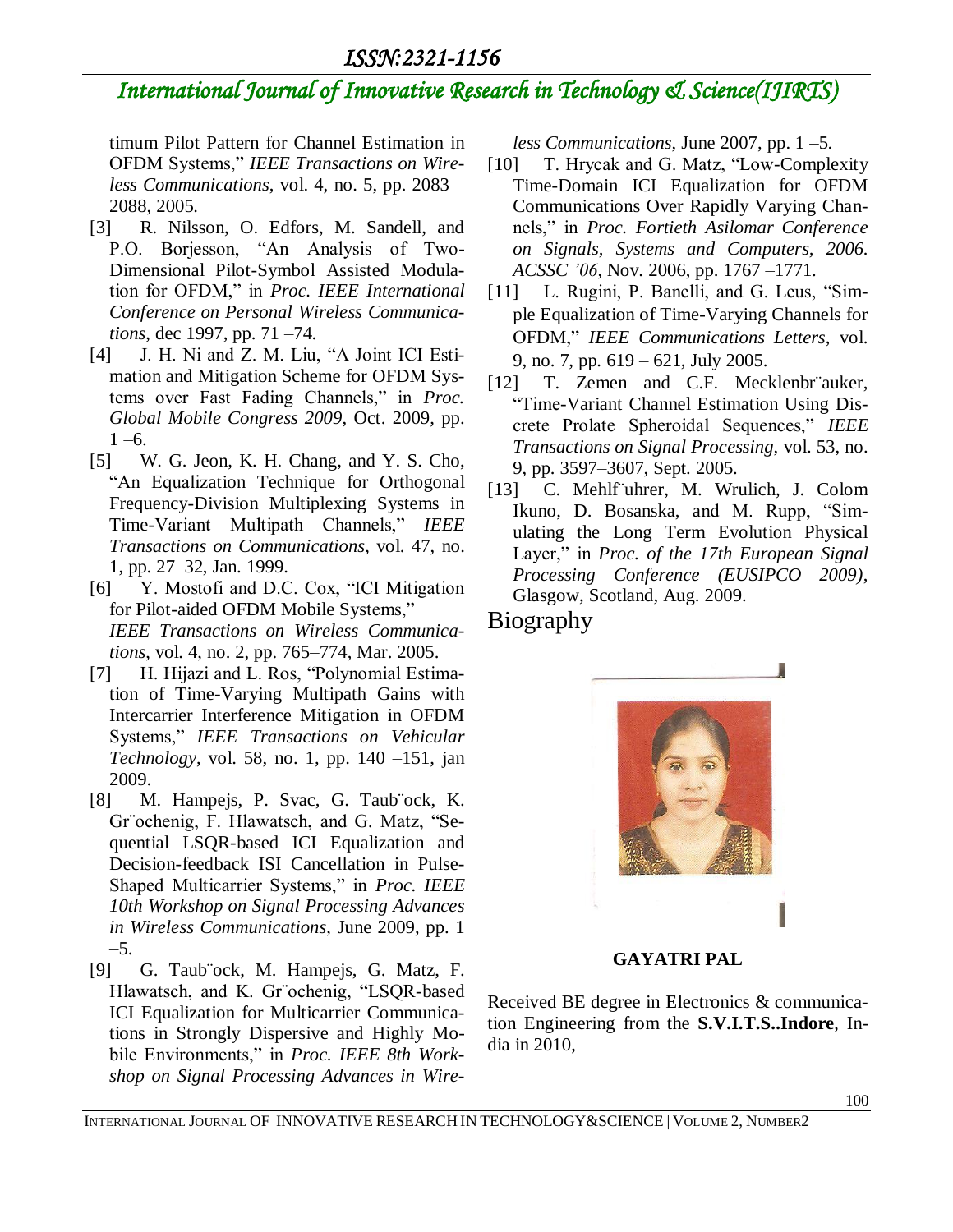timum Pilot Pattern for Channel Estimation in OFDM Systems," *IEEE Transactions on Wireless Communications*, vol. 4, no. 5, pp. 2083 – 2088, 2005.

[3] R. Nilsson, O. Edfors, M. Sandell, and P.O. Borjesson, "An Analysis of Two-Dimensional Pilot-Symbol Assisted Modulation for OFDM," in *Proc. IEEE International Conference on Personal Wireless Communications*, dec 1997, pp. 71 –74.

[4] J. H. Ni and Z. M. Liu, "A Joint ICI Estimation and Mitigation Scheme for OFDM Systems over Fast Fading Channels," in *Proc. Global Mobile Congress 2009*, Oct. 2009, pp. 1 –6.

[5] W. G. Jeon, K. H. Chang, and Y. S. Cho, "An Equalization Technique for Orthogonal Frequency-Division Multiplexing Systems in Time-Variant Multipath Channels," *IEEE Transactions on Communications*, vol. 47, no. 1, pp. 27–32, Jan. 1999.

[6] Y. Mostofi and D.C. Cox, "ICI Mitigation for Pilot-aided OFDM Mobile Systems," *IEEE Transactions on Wireless Communications*, vol. 4, no. 2, pp. 765–774, Mar. 2005.

[7] H. Hijazi and L. Ros, "Polynomial Estimation of Time-Varying Multipath Gains with Intercarrier Interference Mitigation in OFDM Systems," *IEEE Transactions on Vehicular Technology*, vol. 58, no. 1, pp. 140 –151, jan 2009.

[8] M. Hampejs, P. Svac, G. Taub¨ock, K. Gr¨ochenig, F. Hlawatsch, and G. Matz, "Sequential LSQR-based ICI Equalization and Decision-feedback ISI Cancellation in Pulse-Shaped Multicarrier Systems," in *Proc. IEEE 10th Workshop on Signal Processing Advances in Wireless Communications*, June 2009, pp. 1 –5.

[9] G. Taub¨ock, M. Hampejs, G. Matz, F. Hlawatsch, and K. Gr¨ochenig, "LSQR-based ICI Equalization for Multicarrier Communications in Strongly Dispersive and Highly Mobile Environments," in *Proc. IEEE 8th Workshop on Signal Processing Advances in Wireless Communications*, June 2007, pp. 1 –5.

[10] T. Hrycak and G. Matz, "Low-Complexity Time-Domain ICI Equalization for OFDM Communications Over Rapidly Varying Channels," in *Proc. Fortieth Asilomar Conference on Signals, Systems and Computers, 2006. ACSSC '06*, Nov. 2006, pp. 1767 –1771.

[11] L. Rugini, P. Banelli, and G. Leus, "Simple Equalization of Time-Varying Channels for OFDM," *IEEE Communications Letters*, vol. 9, no. 7, pp. 619 – 621, July 2005.

[12] T. Zemen and C.F. Mecklenbr¨auker, "Time-Variant Channel Estimation Using Discrete Prolate Spheroidal Sequences," *IEEE Transactions on Signal Processing*, vol. 53, no. 9, pp. 3597–3607, Sept. 2005.

[13] C. Mehlf¨uhrer, M. Wrulich, J. Colom Ikuno, D. Bosanska, and M. Rupp, "Simulating the Long Term Evolution Physical Layer," in *Proc. of the 17th European Signal Processing Conference (EUSIPCO 2009)*, Glasgow, Scotland, Aug. 2009.

# Biography

**GAYATRI PAL**

Received BE degree in Electronics & communication Engineering from the **S.V.I.T.S..Indore**, India in 2010,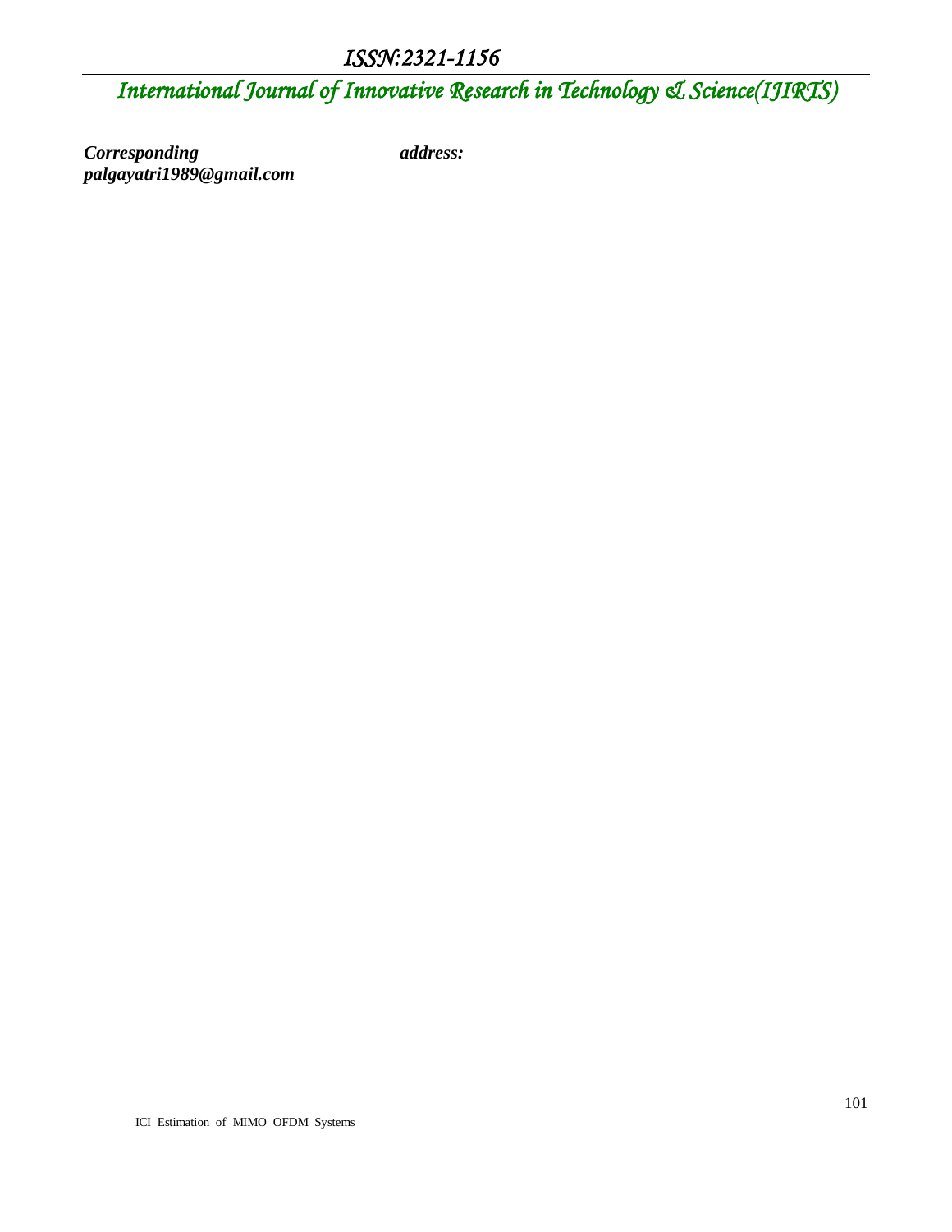***Corresponding address: palgayatri1989@gmail.com***